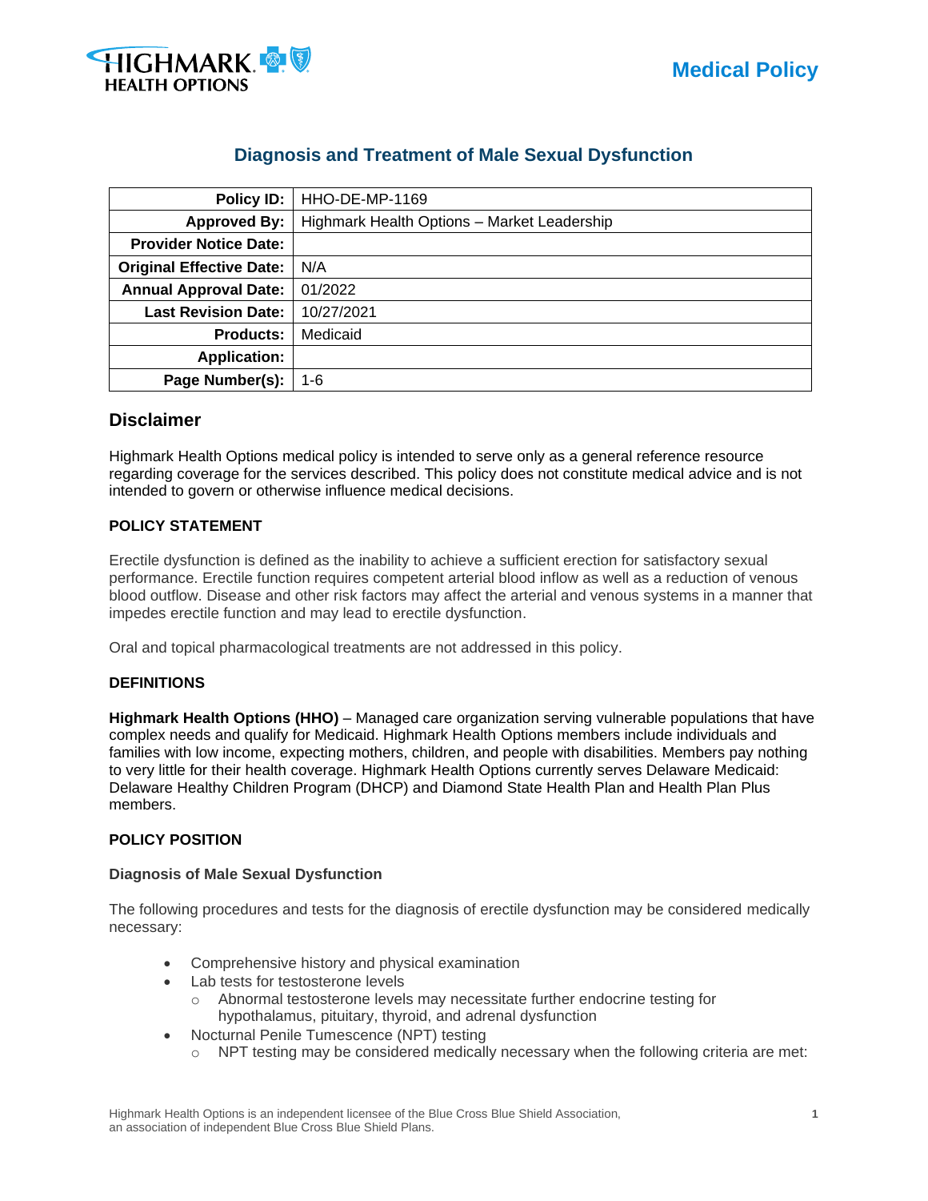# Diagnosis and Treatment of Male Sexual Dysfunction

| Policy ID: | HHO-DE-MP-1169 |
|---:|---|
| Approved By: | Highmark Health Options – Market Leadership |
| Provider Notice Date: | |
| Original Effective Date: | N/A |
| Annual Approval Date: | 01/2022 |
| Last Revision Date: | 10/27/2021 |
| Products: | Medicaid |
| Application: | |
| Page Number(s): | 1-6 |

## Disclaimer

Highmark Health Options medical policy is intended to serve only as a general reference resource regarding coverage for the services described. This policy does not constitute medical advice and is not intended to govern or otherwise influence medical decisions.

### POLICY STATEMENT

Erectile dysfunction is defined as the inability to achieve a sufficient erection for satisfactory sexual performance. Erectile function requires competent arterial blood inflow as well as a reduction of venous blood outflow. Disease and other risk factors may affect the arterial and venous systems in a manner that impedes erectile function and may lead to erectile dysfunction.

Oral and topical pharmacological treatments are not addressed in this policy.

### DEFINITIONS

**Highmark Health Options (HHO)** – Managed care organization serving vulnerable populations that have complex needs and qualify for Medicaid. Highmark Health Options members include individuals and families with low income, expecting mothers, children, and people with disabilities. Members pay nothing to very little for their health coverage. Highmark Health Options currently serves Delaware Medicaid: Delaware Healthy Children Program (DHCP) and Diamond State Health Plan and Health Plan Plus members.

### POLICY POSITION

#### Diagnosis of Male Sexual Dysfunction

The following procedures and tests for the diagnosis of erectile dysfunction may be considered medically necessary:

- Comprehensive history and physical examination
- Lab tests for testosterone levels
  - Abnormal testosterone levels may necessitate further endocrine testing for hypothalamus, pituitary, thyroid, and adrenal dysfunction
- Nocturnal Penile Tumescence (NPT) testing
  - NPT testing may be considered medically necessary when the following criteria are met: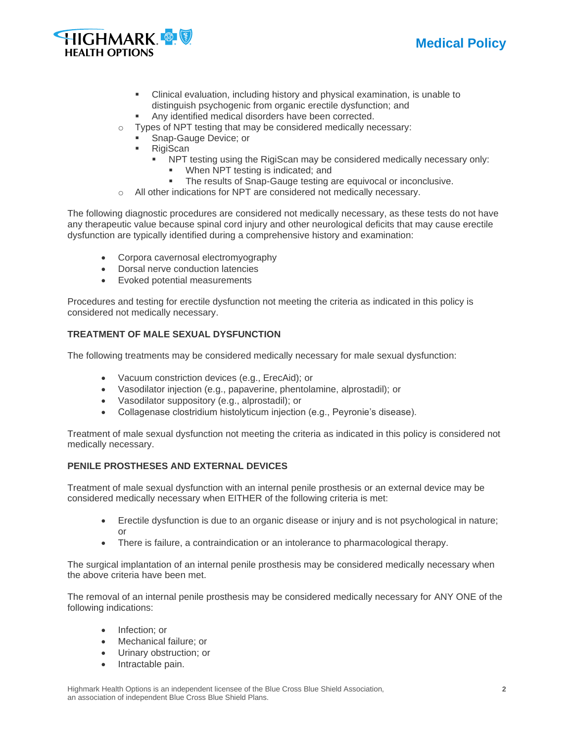- Clinical evaluation, including history and physical examination, is unable to distinguish psychogenic from organic erectile dysfunction; and
        - Any identified medical disorders have been corrected.
    - Types of NPT testing that may be considered medically necessary:
        - Snap-Gauge Device; or
        - RigiScan
            - NPT testing using the RigiScan may be considered medically necessary only:
                - When NPT testing is indicated; and
                - The results of Snap-Gauge testing are equivocal or inconclusive.
    - All other indications for NPT are considered not medically necessary.

The following diagnostic procedures are considered not medically necessary, as these tests do not have any therapeutic value because spinal cord injury and other neurological deficits that may cause erectile dysfunction are typically identified during a comprehensive history and examination:

- Corpora cavernosal electromyography
- Dorsal nerve conduction latencies
- Evoked potential measurements

Procedures and testing for erectile dysfunction not meeting the criteria as indicated in this policy is considered not medically necessary.

**TREATMENT OF MALE SEXUAL DYSFUNCTION**

The following treatments may be considered medically necessary for male sexual dysfunction:

- Vacuum constriction devices (e.g., ErecAid); or
- Vasodilator injection (e.g., papaverine, phentolamine, alprostadil); or
- Vasodilator suppository (e.g., alprostadil); or
- Collagenase clostridium histolyticum injection (e.g., Peyronie's disease).

Treatment of male sexual dysfunction not meeting the criteria as indicated in this policy is considered not medically necessary.

**PENILE PROSTHESES AND EXTERNAL DEVICES**

Treatment of male sexual dysfunction with an internal penile prosthesis or an external device may be considered medically necessary when EITHER of the following criteria is met:

- Erectile dysfunction is due to an organic disease or injury and is not psychological in nature; or
- There is failure, a contraindication or an intolerance to pharmacological therapy.

The surgical implantation of an internal penile prosthesis may be considered medically necessary when the above criteria have been met.

The removal of an internal penile prosthesis may be considered medically necessary for ANY ONE of the following indications:

- Infection; or
- Mechanical failure; or
- Urinary obstruction; or
- Intractable pain.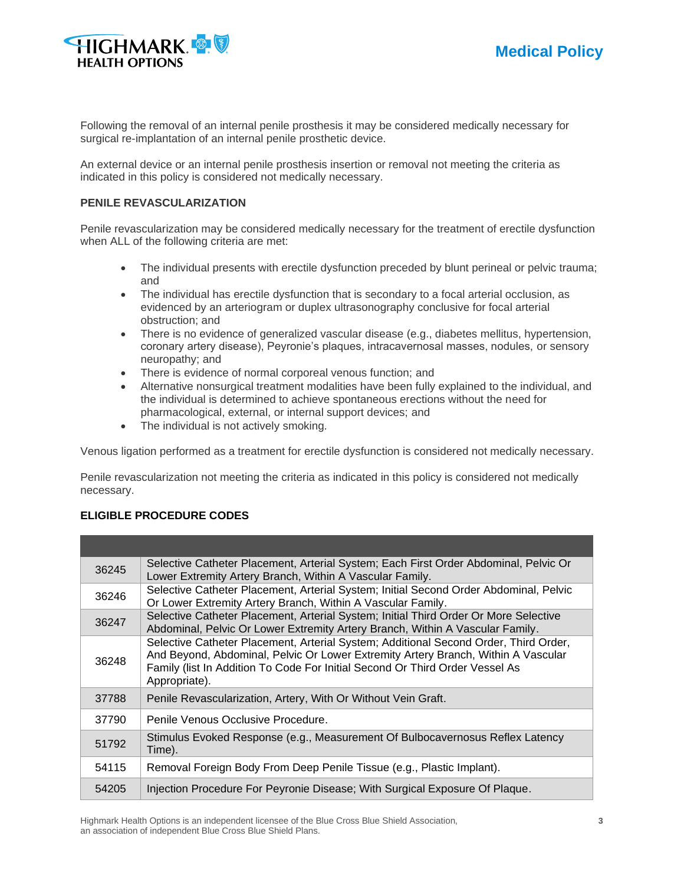Following the removal of an internal penile prosthesis it may be considered medically necessary for surgical re-implantation of an internal penile prosthetic device.

An external device or an internal penile prosthesis insertion or removal not meeting the criteria as indicated in this policy is considered not medically necessary.

### PENILE REVASCULARIZATION

Penile revascularization may be considered medically necessary for the treatment of erectile dysfunction when ALL of the following criteria are met:

- The individual presents with erectile dysfunction preceded by blunt perineal or pelvic trauma; and
- The individual has erectile dysfunction that is secondary to a focal arterial occlusion, as evidenced by an arteriogram or duplex ultrasonography conclusive for focal arterial obstruction; and
- There is no evidence of generalized vascular disease (e.g., diabetes mellitus, hypertension, coronary artery disease), Peyronie's plaques, intracavernosal masses, nodules, or sensory neuropathy; and
- There is evidence of normal corporeal venous function; and
- Alternative nonsurgical treatment modalities have been fully explained to the individual, and the individual is determined to achieve spontaneous erections without the need for pharmacological, external, or internal support devices; and
- The individual is not actively smoking.

Venous ligation performed as a treatment for erectile dysfunction is considered not medically necessary.

Penile revascularization not meeting the criteria as indicated in this policy is considered not medically necessary.

### ELIGIBLE PROCEDURE CODES

| | |
|---|---|
| 36245 | Selective Catheter Placement, Arterial System; Each First Order Abdominal, Pelvic Or Lower Extremity Artery Branch, Within A Vascular Family. |
| 36246 | Selective Catheter Placement, Arterial System; Initial Second Order Abdominal, Pelvic Or Lower Extremity Artery Branch, Within A Vascular Family. |
| 36247 | Selective Catheter Placement, Arterial System; Initial Third Order Or More Selective Abdominal, Pelvic Or Lower Extremity Artery Branch, Within A Vascular Family. |
| 36248 | Selective Catheter Placement, Arterial System; Additional Second Order, Third Order, And Beyond, Abdominal, Pelvic Or Lower Extremity Artery Branch, Within A Vascular Family (list In Addition To Code For Initial Second Or Third Order Vessel As Appropriate). |
| 37788 | Penile Revascularization, Artery, With Or Without Vein Graft. |
| 37790 | Penile Venous Occlusive Procedure. |
| 51792 | Stimulus Evoked Response (e.g., Measurement Of Bulbocavernosus Reflex Latency Time). |
| 54115 | Removal Foreign Body From Deep Penile Tissue (e.g., Plastic Implant). |
| 54205 | Injection Procedure For Peyronie Disease; With Surgical Exposure Of Plaque. |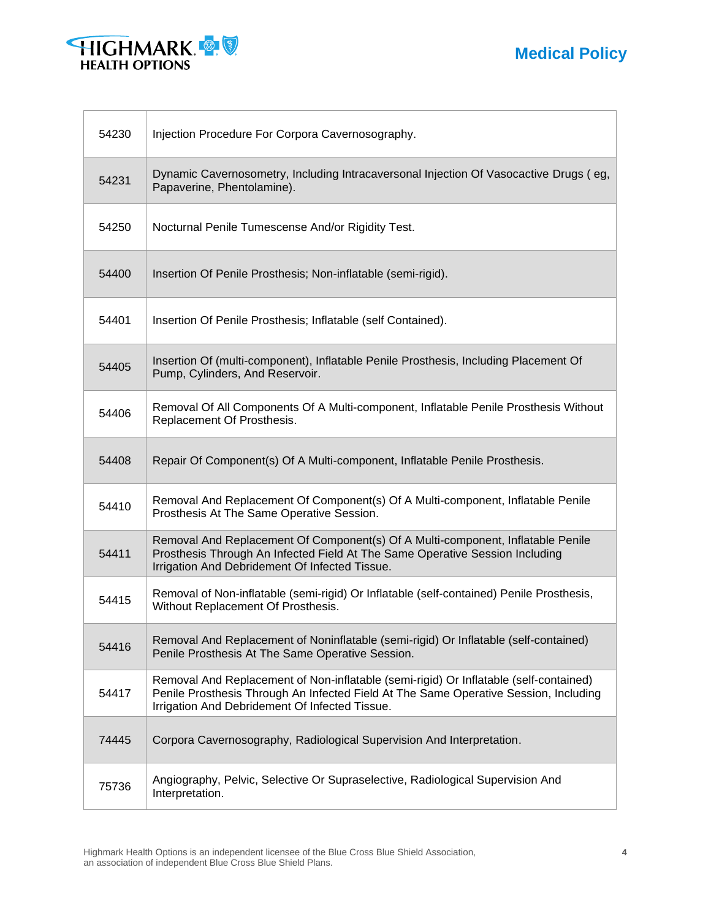| 54230 | Injection Procedure For Corpora Cavernosography. |
|---|---|
| 54231 | Dynamic Cavernosometry, Including Intracaversonal Injection Of Vasocactive Drugs ( eg, Papaverine, Phentolamine). |
| 54250 | Nocturnal Penile Tumescense And/or Rigidity Test. |
| 54400 | Insertion Of Penile Prosthesis; Non-inflatable (semi-rigid). |
| 54401 | Insertion Of Penile Prosthesis; Inflatable (self Contained). |
| 54405 | Insertion Of (multi-component), Inflatable Penile Prosthesis, Including Placement Of Pump, Cylinders, And Reservoir. |
| 54406 | Removal Of All Components Of A Multi-component, Inflatable Penile Prosthesis Without Replacement Of Prosthesis. |
| 54408 | Repair Of Component(s) Of A Multi-component, Inflatable Penile Prosthesis. |
| 54410 | Removal And Replacement Of Component(s) Of A Multi-component, Inflatable Penile Prosthesis At The Same Operative Session. |
| 54411 | Removal And Replacement Of Component(s) Of A Multi-component, Inflatable Penile Prosthesis Through An Infected Field At The Same Operative Session Including Irrigation And Debridement Of Infected Tissue. |
| 54415 | Removal of Non-inflatable (semi-rigid) Or Inflatable (self-contained) Penile Prosthesis, Without Replacement Of Prosthesis. |
| 54416 | Removal And Replacement of Noninflatable (semi-rigid) Or Inflatable (self-contained) Penile Prosthesis At The Same Operative Session. |
| 54417 | Removal And Replacement of Non-inflatable (semi-rigid) Or Inflatable (self-contained) Penile Prosthesis Through An Infected Field At The Same Operative Session, Including Irrigation And Debridement Of Infected Tissue. |
| 74445 | Corpora Cavernosography, Radiological Supervision And Interpretation. |
| 75736 | Angiography, Pelvic, Selective Or Supraselective, Radiological Supervision And Interpretation. |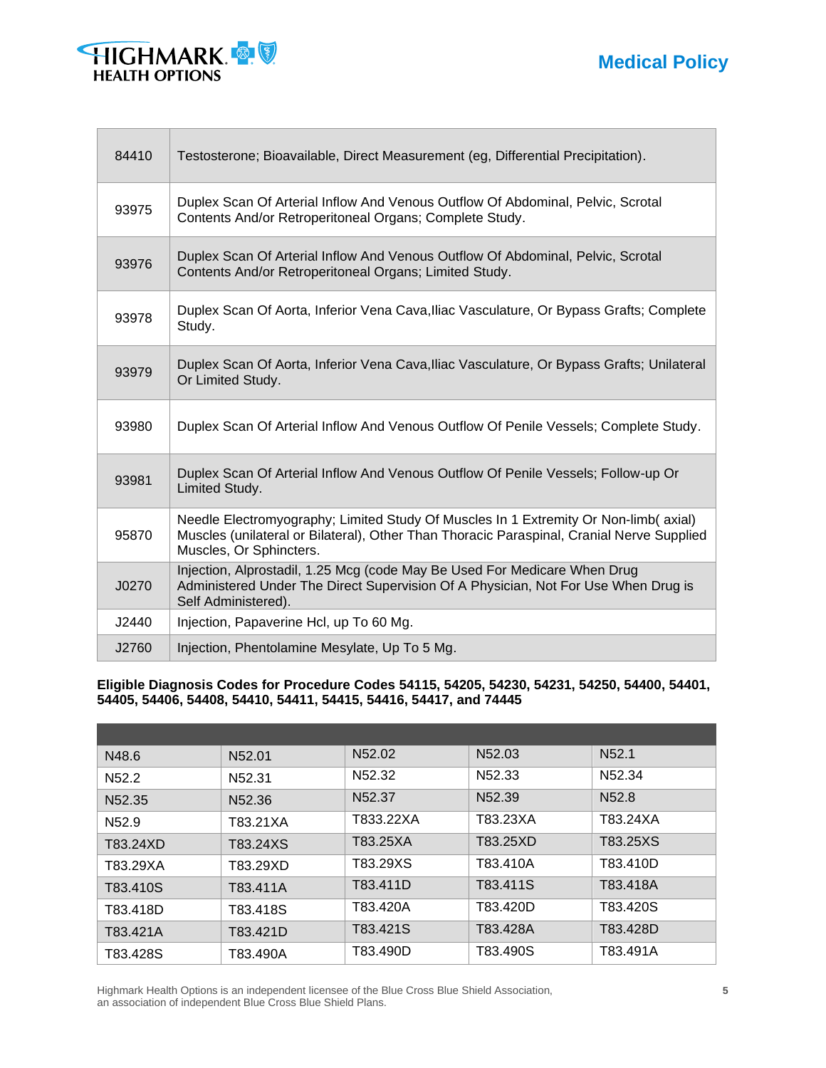| | |
|---|---|
| 84410 | Testosterone; Bioavailable, Direct Measurement (eg, Differential Precipitation). |
| 93975 | Duplex Scan Of Arterial Inflow And Venous Outflow Of Abdominal, Pelvic, Scrotal Contents And/or Retroperitoneal Organs; Complete Study. |
| 93976 | Duplex Scan Of Arterial Inflow And Venous Outflow Of Abdominal, Pelvic, Scrotal Contents And/or Retroperitoneal Organs; Limited Study. |
| 93978 | Duplex Scan Of Aorta, Inferior Vena Cava,Iliac Vasculature, Or Bypass Grafts; Complete Study. |
| 93979 | Duplex Scan Of Aorta, Inferior Vena Cava,Iliac Vasculature, Or Bypass Grafts; Unilateral Or Limited Study. |
| 93980 | Duplex Scan Of Arterial Inflow And Venous Outflow Of Penile Vessels; Complete Study. |
| 93981 | Duplex Scan Of Arterial Inflow And Venous Outflow Of Penile Vessels; Follow-up Or Limited Study. |
| 95870 | Needle Electromyography; Limited Study Of Muscles In 1 Extremity Or Non-limb( axial) Muscles (unilateral or Bilateral), Other Than Thoracic Paraspinal, Cranial Nerve Supplied Muscles, Or Sphincters. |
| J0270 | Injection, Alprostadil, 1.25 Mcg (code May Be Used For Medicare When Drug Administered Under The Direct Supervision Of A Physician, Not For Use When Drug is Self Administered). |
| J2440 | Injection, Papaverine Hcl, up To 60 Mg. |
| J2760 | Injection, Phentolamine Mesylate, Up To 5 Mg. |

**Eligible Diagnosis Codes for Procedure Codes 54115, 54205, 54230, 54231, 54250, 54400, 54401, 54405, 54406, 54408, 54410, 54411, 54415, 54416, 54417, and 74445**

| | | | | |
|---|---|---|---|---|
| N48.6 | N52.01 | N52.02 | N52.03 | N52.1 |
| N52.2 | N52.31 | N52.32 | N52.33 | N52.34 |
| N52.35 | N52.36 | N52.37 | N52.39 | N52.8 |
| N52.9 | T83.21XA | T833.22XA | T83.23XA | T83.24XA |
| T83.24XD | T83.24XS | T83.25XA | T83.25XD | T83.25XS |
| T83.29XA | T83.29XD | T83.29XS | T83.410A | T83.410D |
| T83.410S | T83.411A | T83.411D | T83.411S | T83.418A |
| T83.418D | T83.418S | T83.420A | T83.420D | T83.420S |
| T83.421A | T83.421D | T83.421S | T83.428A | T83.428D |
| T83.428S | T83.490A | T83.490D | T83.490S | T83.491A |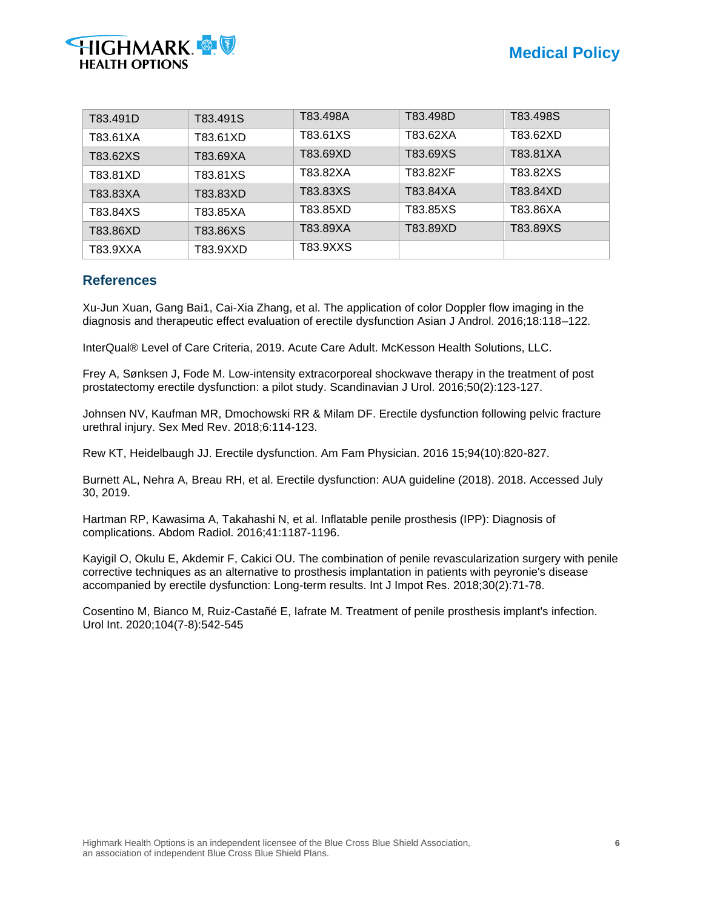| | | | | |
|---|---|---|---|---|
| T83.491D | T83.491S | T83.498A | T83.498D | T83.498S |
| T83.61XA | T83.61XD | T83.61XS | T83.62XA | T83.62XD |
| T83.62XS | T83.69XA | T83.69XD | T83.69XS | T83.81XA |
| T83.81XD | T83.81XS | T83.82XA | T83.82XF | T83.82XS |
| T83.83XA | T83.83XD | T83.83XS | T83.84XA | T83.84XD |
| T83.84XS | T83.85XA | T83.85XD | T83.85XS | T83.86XA |
| T83.86XD | T83.86XS | T83.89XA | T83.89XD | T83.89XS |
| T83.9XXA | T83.9XXD | T83.9XXS | | |

## References

Xu-Jun Xuan, Gang Bai1, Cai-Xia Zhang, et al. The application of color Doppler flow imaging in the diagnosis and therapeutic effect evaluation of erectile dysfunction Asian J Androl. 2016;18:118–122.

InterQual® Level of Care Criteria, 2019. Acute Care Adult. McKesson Health Solutions, LLC.

Frey A, Sønksen J, Fode M. Low-intensity extracorporeal shockwave therapy in the treatment of post prostatectomy erectile dysfunction: a pilot study. Scandinavian J Urol. 2016;50(2):123-127.

Johnsen NV, Kaufman MR, Dmochowski RR & Milam DF. Erectile dysfunction following pelvic fracture urethral injury. Sex Med Rev. 2018;6:114-123.

Rew KT, Heidelbaugh JJ. Erectile dysfunction. Am Fam Physician. 2016 15;94(10):820-827.

Burnett AL, Nehra A, Breau RH, et al. Erectile dysfunction: AUA guideline (2018). 2018. Accessed July 30, 2019.

Hartman RP, Kawasima A, Takahashi N, et al. Inflatable penile prosthesis (IPP): Diagnosis of complications. Abdom Radiol. 2016;41:1187-1196.

Kayigil O, Okulu E, Akdemir F, Cakici OU. The combination of penile revascularization surgery with penile corrective techniques as an alternative to prosthesis implantation in patients with peyronie's disease accompanied by erectile dysfunction: Long-term results. Int J Impot Res. 2018;30(2):71-78.

Cosentino M, Bianco M, Ruiz-Castañé E, Iafrate M. Treatment of penile prosthesis implant's infection. Urol Int. 2020;104(7-8):542-545